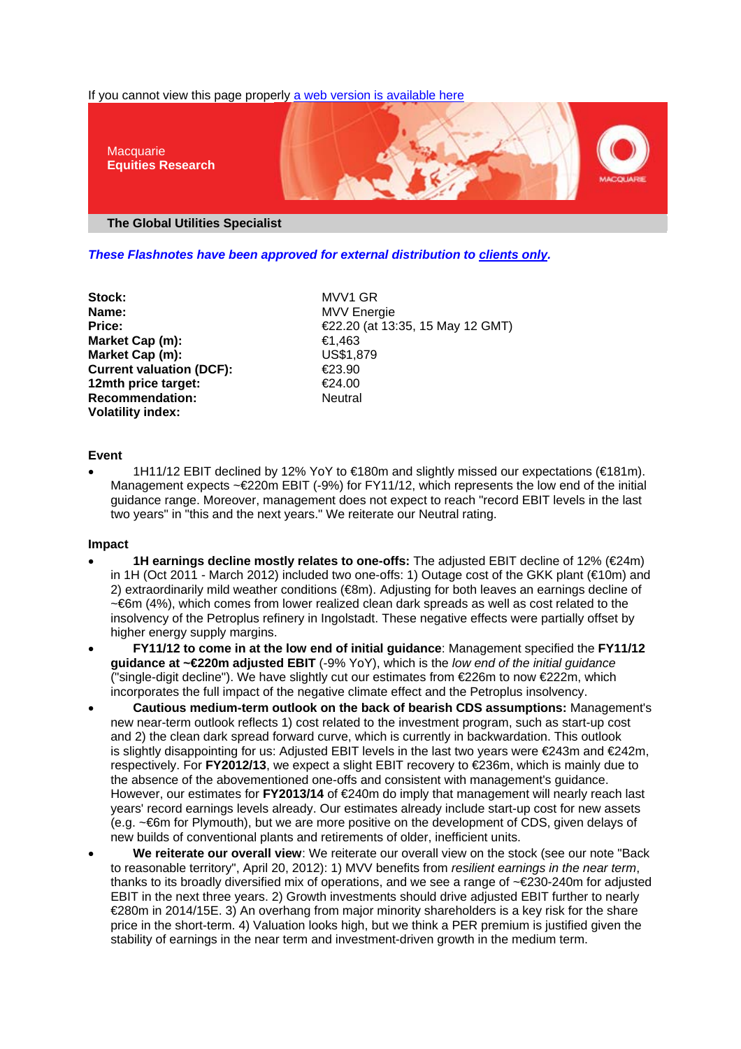If you cannot view this page properly a web version is available here

Macquarie
**Equities Research**

**The Global Utilities Specialist**

***These Flashnotes have been approved for external distribution to clients only.***

| | |
|---|---|
| **Stock:** | MVV1 GR |
| **Name:** | MVV Energie |
| **Price:** | €22.20 (at 13:35, 15 May 12 GMT) |
| **Market Cap (m):** | €1,463 |
| **Market Cap (m):** | US$1,879 |
| **Current valuation (DCF):** | €23.90 |
| **12mth price target:** | €24.00 |
| **Recommendation:** | Neutral |
| **Volatility index:** | |

**Event**

- 1H11/12 EBIT declined by 12% YoY to €180m and slightly missed our expectations (€181m). Management expects ~€220m EBIT (-9%) for FY11/12, which represents the low end of the initial guidance range. Moreover, management does not expect to reach "record EBIT levels in the last two years" in "this and the next years." We reiterate our Neutral rating.

**Impact**

- **1H earnings decline mostly relates to one-offs:** The adjusted EBIT decline of 12% (€24m) in 1H (Oct 2011 - March 2012) included two one-offs: 1) Outage cost of the GKK plant (€10m) and 2) extraordinarily mild weather conditions (€8m). Adjusting for both leaves an earnings decline of ~€6m (4%), which comes from lower realized clean dark spreads as well as cost related to the insolvency of the Petroplus refinery in Ingolstadt. These negative effects were partially offset by higher energy supply margins.
- **FY11/12 to come in at the low end of initial guidance**: Management specified the **FY11/12 guidance at ~€220m adjusted EBIT** (-9% YoY), which is the *low end of the initial guidance* ("single-digit decline"). We have slightly cut our estimates from €226m to now €222m, which incorporates the full impact of the negative climate effect and the Petroplus insolvency.
- **Cautious medium-term outlook on the back of bearish CDS assumptions:** Management's new near-term outlook reflects 1) cost related to the investment program, such as start-up cost and 2) the clean dark spread forward curve, which is currently in backwardation. This outlook is slightly disappointing for us: Adjusted EBIT levels in the last two years were €243m and €242m, respectively. For **FY2012/13**, we expect a slight EBIT recovery to €236m, which is mainly due to the absence of the abovementioned one-offs and consistent with management's guidance. However, our estimates for **FY2013/14** of €240m do imply that management will nearly reach last years' record earnings levels already. Our estimates already include start-up cost for new assets (e.g. ~€6m for Plymouth), but we are more positive on the development of CDS, given delays of new builds of conventional plants and retirements of older, inefficient units.
- **We reiterate our overall view**: We reiterate our overall view on the stock (see our note "Back to reasonable territory", April 20, 2012): 1) MVV benefits from *resilient earnings in the near term*, thanks to its broadly diversified mix of operations, and we see a range of ~€230-240m for adjusted EBIT in the next three years. 2) Growth investments should drive adjusted EBIT further to nearly €280m in 2014/15E. 3) An overhang from major minority shareholders is a key risk for the share price in the short-term. 4) Valuation looks high, but we think a PER premium is justified given the stability of earnings in the near term and investment-driven growth in the medium term.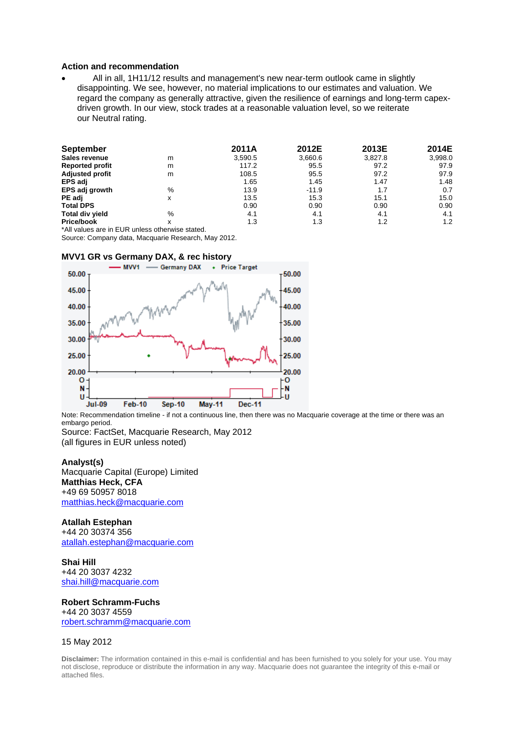## Action and recommendation

- All in all, 1H11/12 results and management's new near-term outlook came in slightly disappointing. We see, however, no material implications to our estimates and valuation. We regard the company as generally attractive, given the resilience of earnings and long-term capex-driven growth. In our view, stock trades at a reasonable valuation level, so we reiterate our Neutral rating.

| September | | 2011A | 2012E | 2013E | 2014E |
|---|---|---|---|---|---|
| **Sales revenue** | m | 3,590.5 | 3,660.6 | 3,827.8 | 3,998.0 |
| **Reported profit** | m | 117.2 | 95.5 | 97.2 | 97.9 |
| **Adjusted profit** | m | 108.5 | 95.5 | 97.2 | 97.9 |
| **EPS adj** | | 1.65 | 1.45 | 1.47 | 1.48 |
| **EPS adj growth** | % | 13.9 | -11.9 | 1.7 | 0.7 |
| **PE adj** | x | 13.5 | 15.3 | 15.1 | 15.0 |
| **Total DPS** | | 0.90 | 0.90 | 0.90 | 0.90 |
| **Total div yield** | % | 4.1 | 4.1 | 4.1 | 4.1 |
| **Price/book** | x | 1.3 | 1.3 | 1.2 | 1.2 |

*All values are in EUR unless otherwise stated.
Source: Company data, Macquarie Research, May 2012.

### MVV1 GR vs Germany DAX, & rec history

Note: Recommendation timeline - if not a continuous line, then there was no Macquarie coverage at the time or there was an embargo period.
Source: FactSet, Macquarie Research, May 2012
(all figures in EUR unless noted)

### Analyst(s)

Macquarie Capital (Europe) Limited
**Matthias Heck, CFA**
+49 69 50957 8018
matthias.heck@macquarie.com

**Atallah Estephan**
+44 20 30374 356
atallah.estephan@macquarie.com

**Shai Hill**
+44 20 3037 4232
shai.hill@macquarie.com

**Robert Schramm-Fuchs**
+44 20 3037 4559
robert.schramm@macquarie.com

15 May 2012

**Disclaimer:** The information contained in this e-mail is confidential and has been furnished to you solely for your use. You may not disclose, reproduce or distribute the information in any way. Macquarie does not guarantee the integrity of this e-mail or attached files.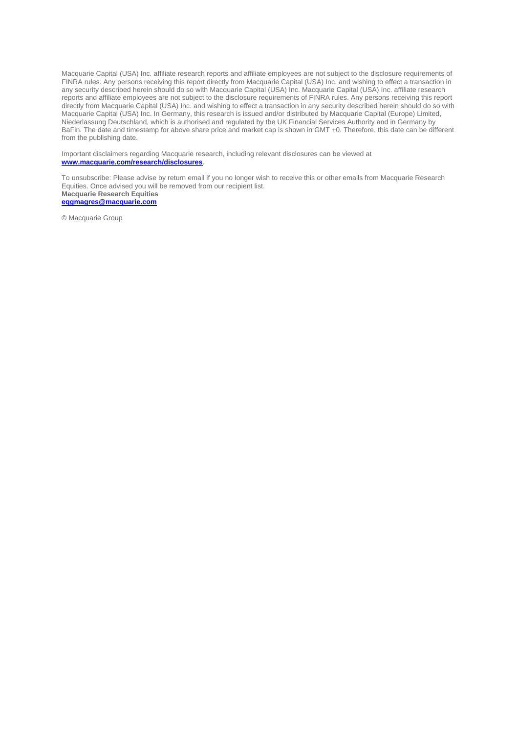Macquarie Capital (USA) Inc. affiliate research reports and affiliate employees are not subject to the disclosure requirements of FINRA rules. Any persons receiving this report directly from Macquarie Capital (USA) Inc. and wishing to effect a transaction in any security described herein should do so with Macquarie Capital (USA) Inc. Macquarie Capital (USA) Inc. affiliate research reports and affiliate employees are not subject to the disclosure requirements of FINRA rules. Any persons receiving this report directly from Macquarie Capital (USA) Inc. and wishing to effect a transaction in any security described herein should do so with Macquarie Capital (USA) Inc. In Germany, this research is issued and/or distributed by Macquarie Capital (Europe) Limited, Niederlassung Deutschland, which is authorised and regulated by the UK Financial Services Authority and in Germany by BaFin. The date and timestamp for above share price and market cap is shown in GMT +0. Therefore, this date can be different from the publishing date.

Important disclaimers regarding Macquarie research, including relevant disclosures can be viewed at **www.macquarie.com/research/disclosures**.

To unsubscribe: Please advise by return email if you no longer wish to receive this or other emails from Macquarie Research Equities. Once advised you will be removed from our recipient list.
**Macquarie Research Equities**
**eqgmagres@macquarie.com**

© Macquarie Group